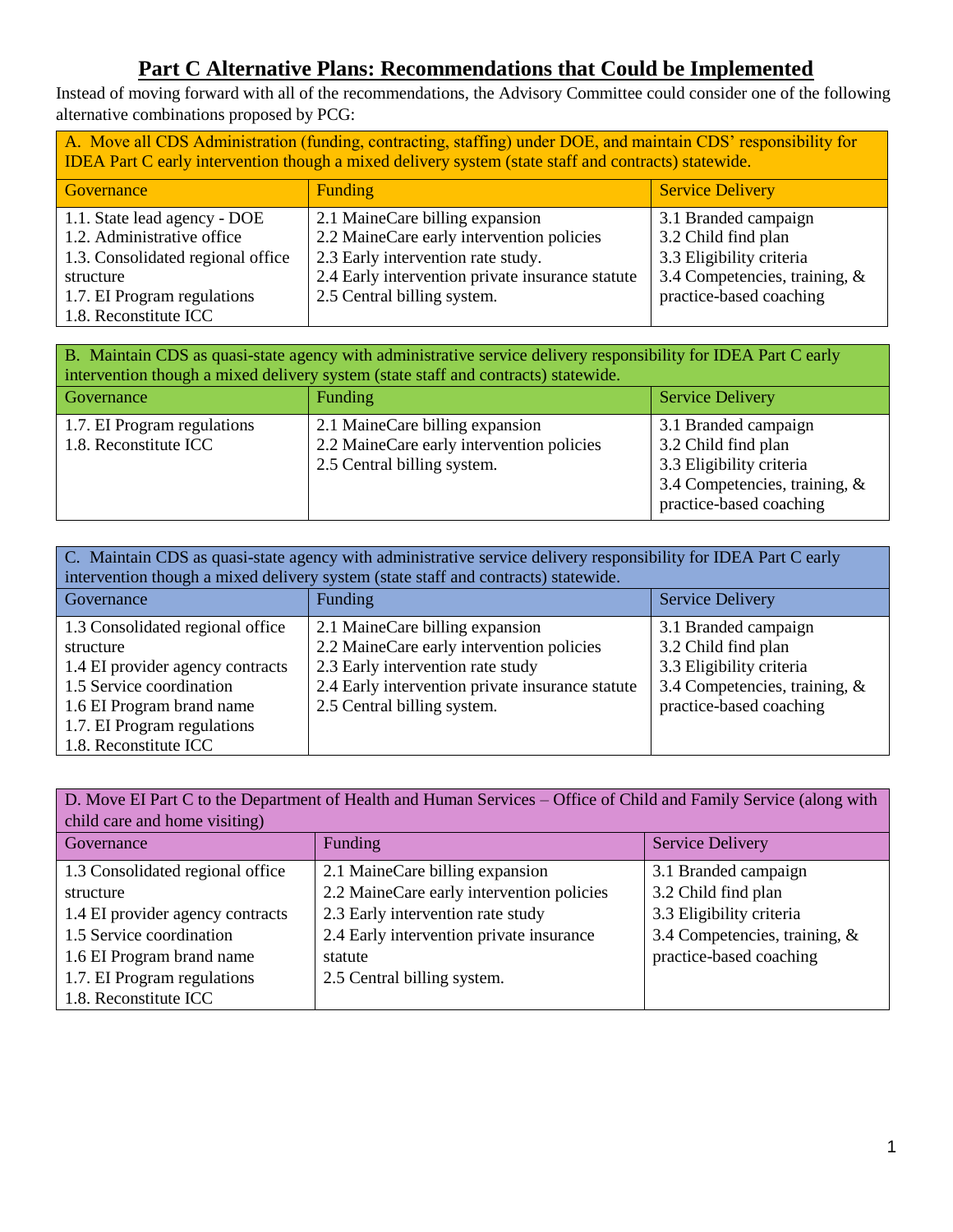# Part C Alternative Plans: Recommendations that Could be Implemented

Instead of moving forward with all of the recommendations, the Advisory Committee could consider one of the following alternative combinations proposed by PCG:

| A. Move all CDS Administration (funding, contracting, staffing) under DOE, and maintain CDS' responsibility for IDEA Part C early intervention though a mixed delivery system (state staff and contracts) statewide. | | |
|---|---|---|
| Governance | Funding | Service Delivery |
| 1.1. State lead agency - DOE<br>1.2. Administrative office<br>1.3. Consolidated regional office structure<br>1.7. EI Program regulations<br>1.8. Reconstitute ICC | 2.1 MaineCare billing expansion<br>2.2 MaineCare early intervention policies<br>2.3 Early intervention rate study.<br>2.4 Early intervention private insurance statute<br>2.5 Central billing system. | 3.1 Branded campaign<br>3.2 Child find plan<br>3.3 Eligibility criteria<br>3.4 Competencies, training, & practice-based coaching |

| B. Maintain CDS as quasi-state agency with administrative service delivery responsibility for IDEA Part C early intervention though a mixed delivery system (state staff and contracts) statewide. | | |
|---|---|---|
| Governance | Funding | Service Delivery |
| 1.7. EI Program regulations<br>1.8. Reconstitute ICC | 2.1 MaineCare billing expansion<br>2.2 MaineCare early intervention policies<br>2.5 Central billing system. | 3.1 Branded campaign<br>3.2 Child find plan<br>3.3 Eligibility criteria<br>3.4 Competencies, training, & practice-based coaching |

| C. Maintain CDS as quasi-state agency with administrative service delivery responsibility for IDEA Part C early intervention though a mixed delivery system (state staff and contracts) statewide. | | |
|---|---|---|
| Governance | Funding | Service Delivery |
| 1.3 Consolidated regional office structure<br>1.4 EI provider agency contracts<br>1.5 Service coordination<br>1.6 EI Program brand name<br>1.7. EI Program regulations<br>1.8. Reconstitute ICC | 2.1 MaineCare billing expansion<br>2.2 MaineCare early intervention policies<br>2.3 Early intervention rate study<br>2.4 Early intervention private insurance statute<br>2.5 Central billing system. | 3.1 Branded campaign<br>3.2 Child find plan<br>3.3 Eligibility criteria<br>3.4 Competencies, training, & practice-based coaching |

| D. Move EI Part C to the Department of Health and Human Services – Office of Child and Family Service (along with child care and home visiting) | | |
|---|---|---|
| Governance | Funding | Service Delivery |
| 1.3 Consolidated regional office structure<br>1.4 EI provider agency contracts<br>1.5 Service coordination<br>1.6 EI Program brand name<br>1.7. EI Program regulations<br>1.8. Reconstitute ICC | 2.1 MaineCare billing expansion<br>2.2 MaineCare early intervention policies<br>2.3 Early intervention rate study<br>2.4 Early intervention private insurance statute<br>2.5 Central billing system. | 3.1 Branded campaign<br>3.2 Child find plan<br>3.3 Eligibility criteria<br>3.4 Competencies, training, & practice-based coaching |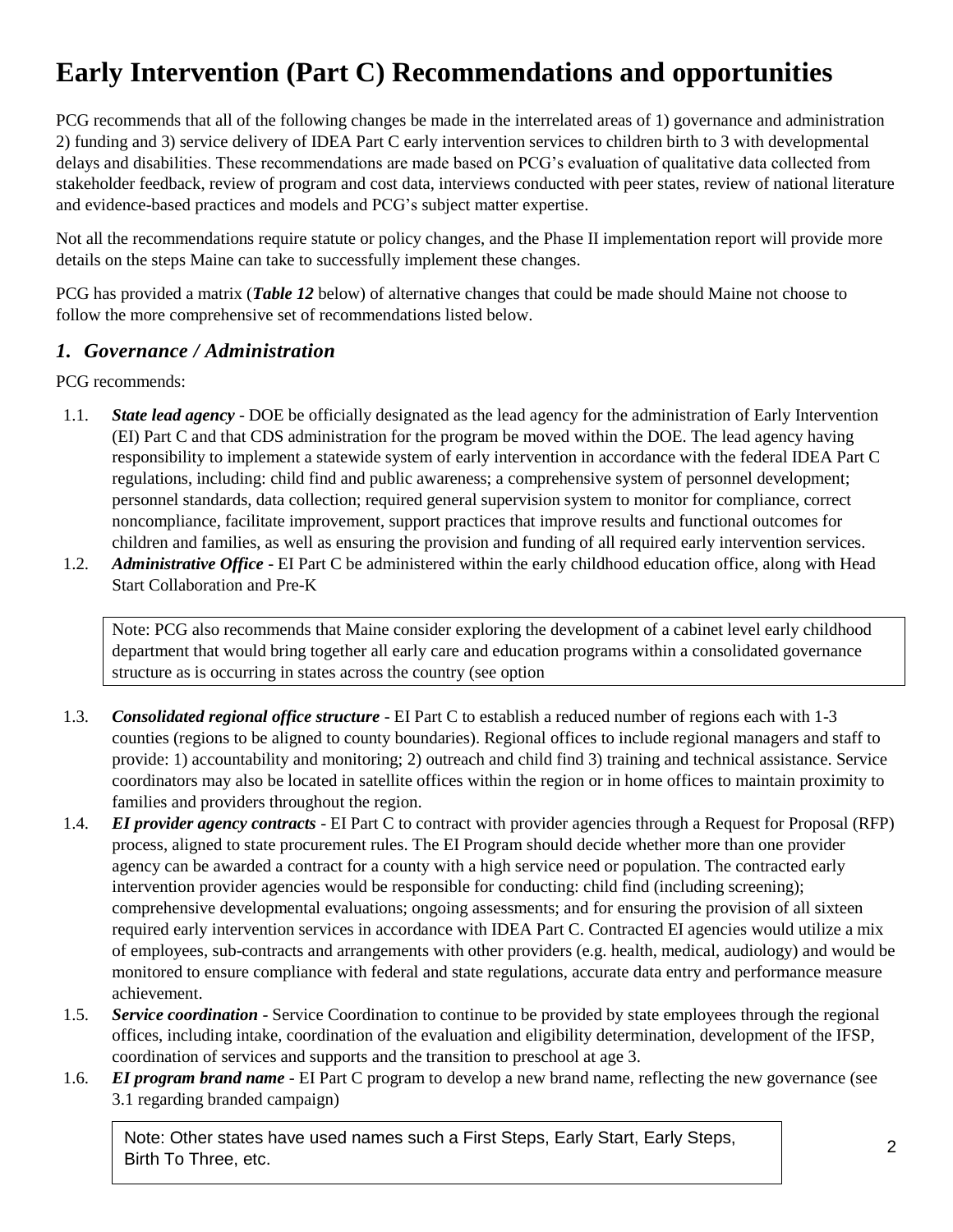# Early Intervention (Part C) Recommendations and opportunities

PCG recommends that all of the following changes be made in the interrelated areas of 1) governance and administration 2) funding and 3) service delivery of IDEA Part C early intervention services to children birth to 3 with developmental delays and disabilities. These recommendations are made based on PCG's evaluation of qualitative data collected from stakeholder feedback, review of program and cost data, interviews conducted with peer states, review of national literature and evidence-based practices and models and PCG's subject matter expertise.

Not all the recommendations require statute or policy changes, and the Phase II implementation report will provide more details on the steps Maine can take to successfully implement these changes.

PCG has provided a matrix (***Table 12*** below) of alternative changes that could be made should Maine not choose to follow the more comprehensive set of recommendations listed below.

## *1. Governance / Administration*

PCG recommends:

1.1. ***State lead agency*** - DOE be officially designated as the lead agency for the administration of Early Intervention (EI) Part C and that CDS administration for the program be moved within the DOE. The lead agency having responsibility to implement a statewide system of early intervention in accordance with the federal IDEA Part C regulations, including: child find and public awareness; a comprehensive system of personnel development; personnel standards, data collection; required general supervision system to monitor for compliance, correct noncompliance, facilitate improvement, support practices that improve results and functional outcomes for children and families, as well as ensuring the provision and funding of all required early intervention services.

1.2. ***Administrative Office*** - EI Part C be administered within the early childhood education office, along with Head Start Collaboration and Pre-K

> Note: PCG also recommends that Maine consider exploring the development of a cabinet level early childhood department that would bring together all early care and education programs within a consolidated governance structure as is occurring in states across the country (see option

1.3. ***Consolidated regional office structure*** - EI Part C to establish a reduced number of regions each with 1-3 counties (regions to be aligned to county boundaries). Regional offices to include regional managers and staff to provide: 1) accountability and monitoring; 2) outreach and child find 3) training and technical assistance. Service coordinators may also be located in satellite offices within the region or in home offices to maintain proximity to families and providers throughout the region.

1.4. ***EI provider agency contracts*** - EI Part C to contract with provider agencies through a Request for Proposal (RFP) process, aligned to state procurement rules. The EI Program should decide whether more than one provider agency can be awarded a contract for a county with a high service need or population. The contracted early intervention provider agencies would be responsible for conducting: child find (including screening); comprehensive developmental evaluations; ongoing assessments; and for ensuring the provision of all sixteen required early intervention services in accordance with IDEA Part C. Contracted EI agencies would utilize a mix of employees, sub-contracts and arrangements with other providers (e.g. health, medical, audiology) and would be monitored to ensure compliance with federal and state regulations, accurate data entry and performance measure achievement.

1.5. ***Service coordination*** - Service Coordination to continue to be provided by state employees through the regional offices, including intake, coordination of the evaluation and eligibility determination, development of the IFSP, coordination of services and supports and the transition to preschool at age 3.

1.6. ***EI program brand name*** - EI Part C program to develop a new brand name, reflecting the new governance (see 3.1 regarding branded campaign)

> Note: Other states have used names such a First Steps, Early Start, Early Steps, Birth To Three, etc.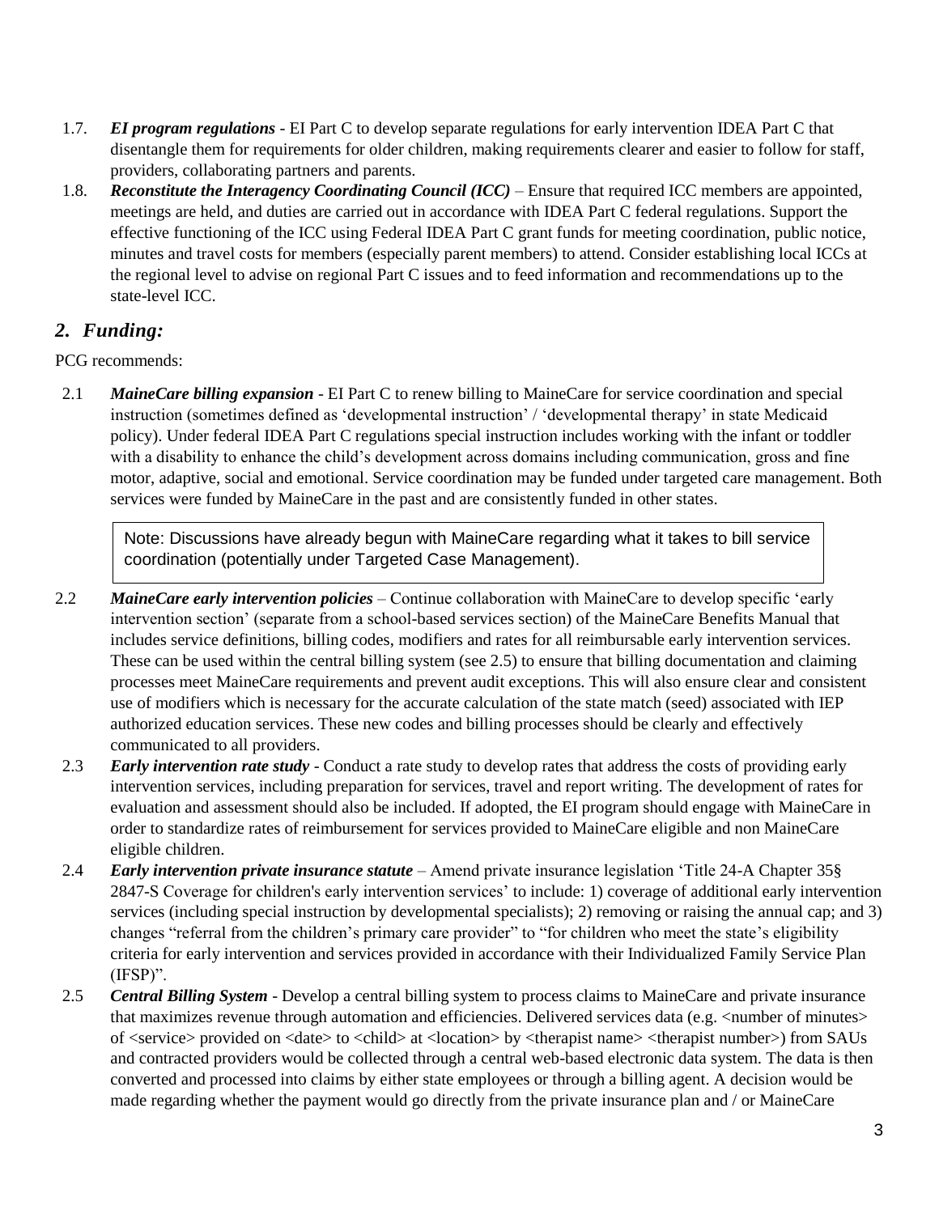1.7. ***EI program regulations*** - EI Part C to develop separate regulations for early intervention IDEA Part C that disentangle them for requirements for older children, making requirements clearer and easier to follow for staff, providers, collaborating partners and parents.

1.8. ***Reconstitute the Interagency Coordinating Council (ICC)*** – Ensure that required ICC members are appointed, meetings are held, and duties are carried out in accordance with IDEA Part C federal regulations. Support the effective functioning of the ICC using Federal IDEA Part C grant funds for meeting coordination, public notice, minutes and travel costs for members (especially parent members) to attend. Consider establishing local ICCs at the regional level to advise on regional Part C issues and to feed information and recommendations up to the state-level ICC.

## *2. Funding:*

PCG recommends:

2.1 ***MaineCare billing expansion*** - EI Part C to renew billing to MaineCare for service coordination and special instruction (sometimes defined as 'developmental instruction' / 'developmental therapy' in state Medicaid policy). Under federal IDEA Part C regulations special instruction includes working with the infant or toddler with a disability to enhance the child's development across domains including communication, gross and fine motor, adaptive, social and emotional. Service coordination may be funded under targeted care management. Both services were funded by MaineCare in the past and are consistently funded in other states.

> Note: Discussions have already begun with MaineCare regarding what it takes to bill service coordination (potentially under Targeted Case Management).

2.2 ***MaineCare early intervention policies*** – Continue collaboration with MaineCare to develop specific 'early intervention section' (separate from a school-based services section) of the MaineCare Benefits Manual that includes service definitions, billing codes, modifiers and rates for all reimbursable early intervention services. These can be used within the central billing system (see 2.5) to ensure that billing documentation and claiming processes meet MaineCare requirements and prevent audit exceptions. This will also ensure clear and consistent use of modifiers which is necessary for the accurate calculation of the state match (seed) associated with IEP authorized education services. These new codes and billing processes should be clearly and effectively communicated to all providers.

2.3 ***Early intervention rate study*** - Conduct a rate study to develop rates that address the costs of providing early intervention services, including preparation for services, travel and report writing. The development of rates for evaluation and assessment should also be included. If adopted, the EI program should engage with MaineCare in order to standardize rates of reimbursement for services provided to MaineCare eligible and non MaineCare eligible children.

2.4 ***Early intervention private insurance statute*** – Amend private insurance legislation 'Title 24-A Chapter 35§ 2847-S Coverage for children's early intervention services' to include: 1) coverage of additional early intervention services (including special instruction by developmental specialists); 2) removing or raising the annual cap; and 3) changes "referral from the children's primary care provider" to "for children who meet the state's eligibility criteria for early intervention and services provided in accordance with their Individualized Family Service Plan (IFSP)".

2.5 ***Central Billing System*** - Develop a central billing system to process claims to MaineCare and private insurance that maximizes revenue through automation and efficiencies. Delivered services data (e.g. <number of minutes> of <service> provided on <date> to <child> at <location> by <therapist name> <therapist number>) from SAUs and contracted providers would be collected through a central web-based electronic data system. The data is then converted and processed into claims by either state employees or through a billing agent. A decision would be made regarding whether the payment would go directly from the private insurance plan and / or MaineCare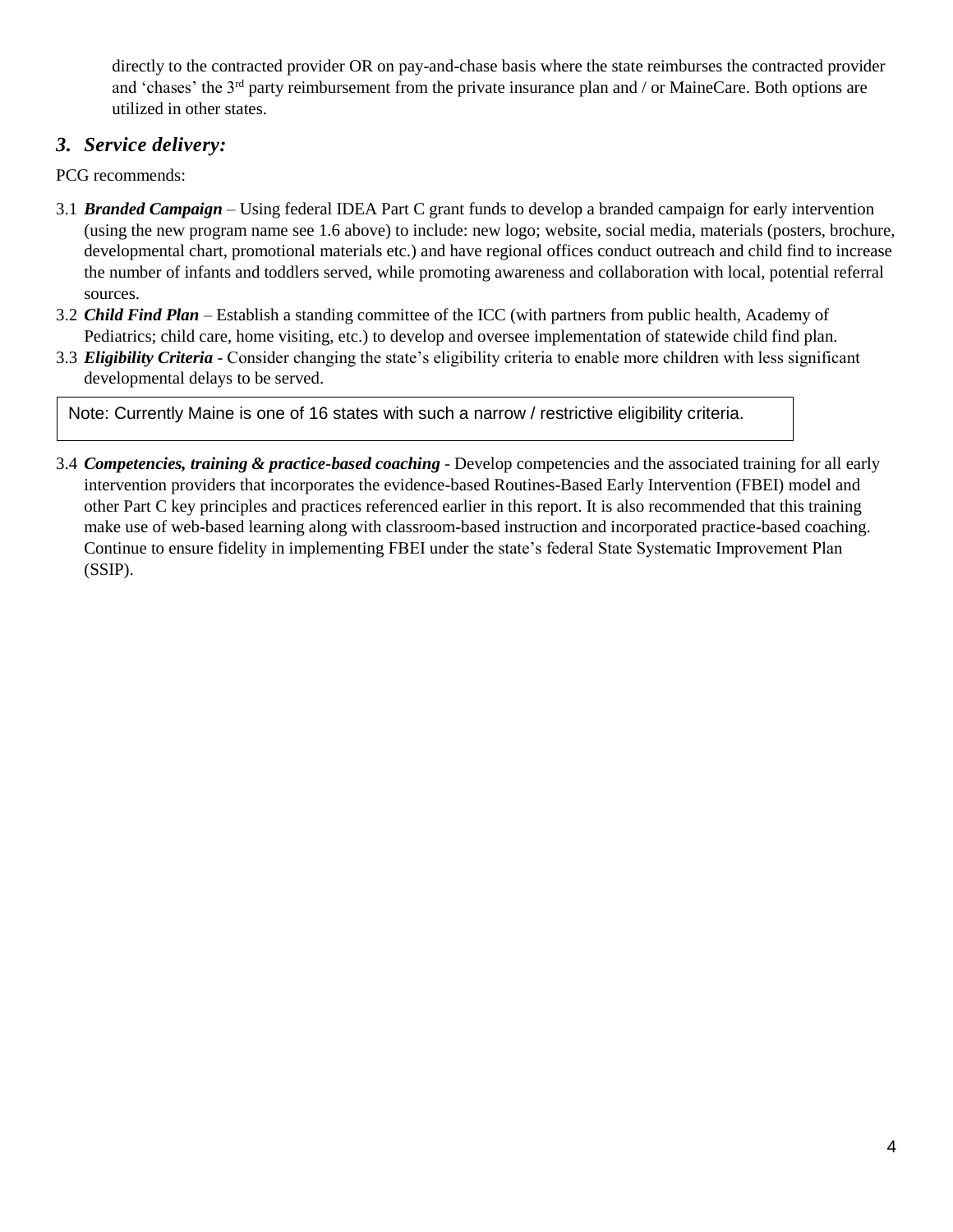directly to the contracted provider OR on pay-and-chase basis where the state reimburses the contracted provider and 'chases' the 3rd party reimbursement from the private insurance plan and / or MaineCare. Both options are utilized in other states.

## *3. Service delivery:*

PCG recommends:

3.1 ***Branded Campaign*** – Using federal IDEA Part C grant funds to develop a branded campaign for early intervention (using the new program name see 1.6 above) to include: new logo; website, social media, materials (posters, brochure, developmental chart, promotional materials etc.) and have regional offices conduct outreach and child find to increase the number of infants and toddlers served, while promoting awareness and collaboration with local, potential referral sources.

3.2 ***Child Find Plan*** – Establish a standing committee of the ICC (with partners from public health, Academy of Pediatrics; child care, home visiting, etc.) to develop and oversee implementation of statewide child find plan.

3.3 ***Eligibility Criteria*** - Consider changing the state's eligibility criteria to enable more children with less significant developmental delays to be served.

> Note: Currently Maine is one of 16 states with such a narrow / restrictive eligibility criteria.

3.4 ***Competencies, training & practice-based coaching*** - Develop competencies and the associated training for all early intervention providers that incorporates the evidence-based Routines-Based Early Intervention (FBEI) model and other Part C key principles and practices referenced earlier in this report. It is also recommended that this training make use of web-based learning along with classroom-based instruction and incorporated practice-based coaching. Continue to ensure fidelity in implementing FBEI under the state's federal State Systematic Improvement Plan (SSIP).